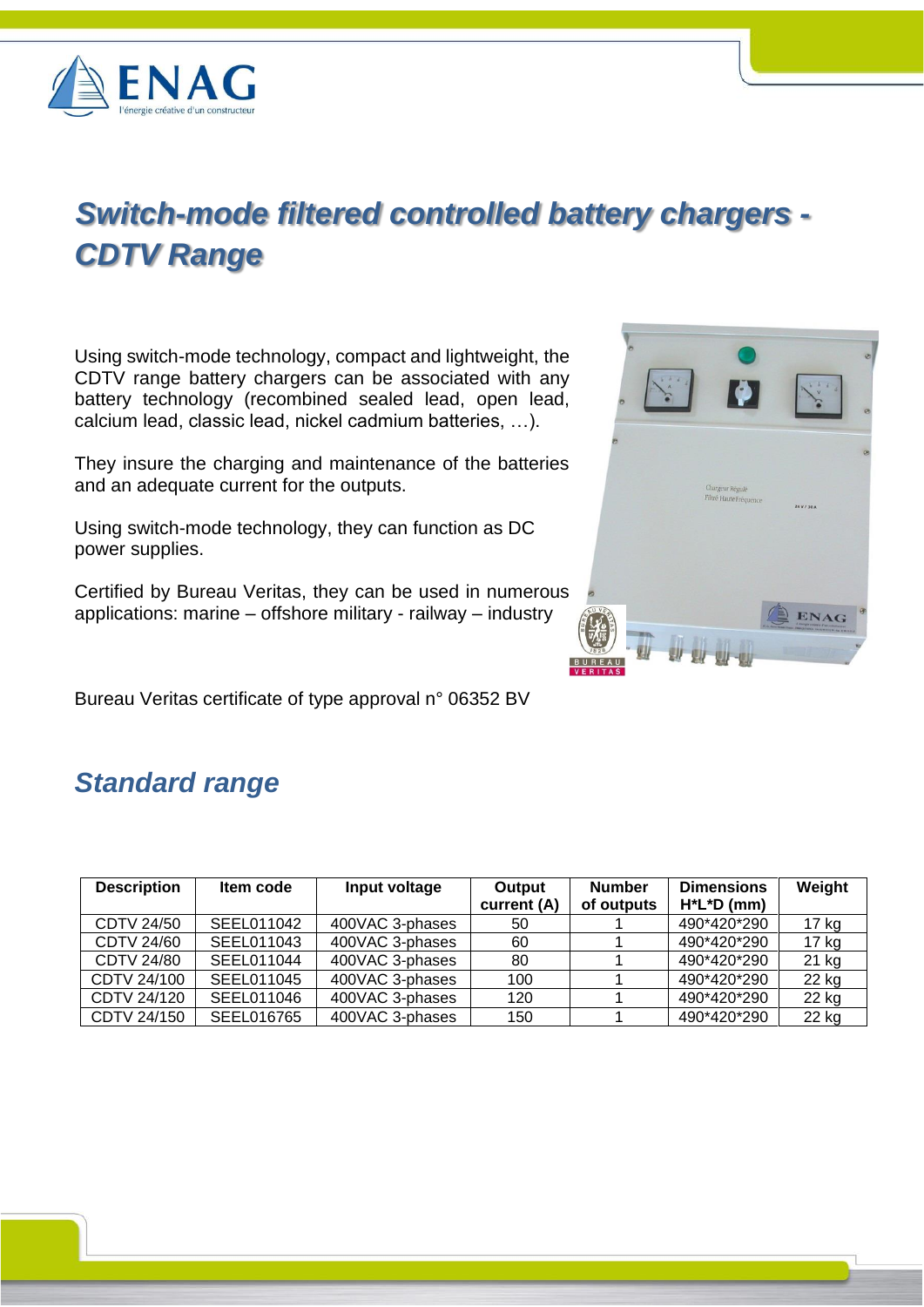# *Switch-mode filtered controlled battery chargers - CDTV Range*

Using switch-mode technology, compact and lightweight, the CDTV range battery chargers can be associated with any battery technology (recombined sealed lead, open lead, calcium lead, classic lead, nickel cadmium batteries, …).

They insure the charging and maintenance of the batteries and an adequate current for the outputs.

Using switch-mode technology, they can function as DC power supplies.

Certified by Bureau Veritas, they can be used in numerous applications: marine – offshore military - railway – industry

Bureau Veritas certificate of type approval n° 06352 BV

## *Standard range*

| Description | Item code | Input voltage | Output current (A) | Number of outputs | Dimensions H*L*D (mm) | Weight |
|---|---|---|---|---|---|---|
| CDTV 24/50 | SEEL011042 | 400VAC 3-phases | 50 | 1 | 490*420*290 | 17 kg |
| CDTV 24/60 | SEEL011043 | 400VAC 3-phases | 60 | 1 | 490*420*290 | 17 kg |
| CDTV 24/80 | SEEL011044 | 400VAC 3-phases | 80 | 1 | 490*420*290 | 21 kg |
| CDTV 24/100 | SEEL011045 | 400VAC 3-phases | 100 | 1 | 490*420*290 | 22 kg |
| CDTV 24/120 | SEEL011046 | 400VAC 3-phases | 120 | 1 | 490*420*290 | 22 kg |
| CDTV 24/150 | SEEL016765 | 400VAC 3-phases | 150 | 1 | 490*420*290 | 22 kg |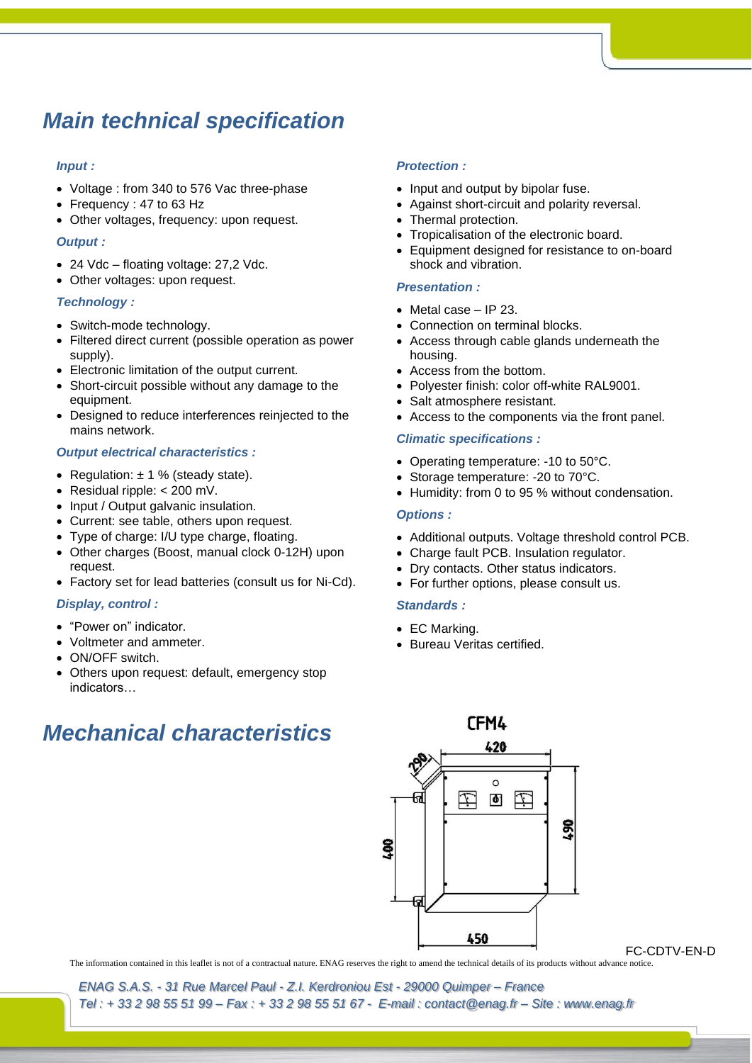# Main technical specification

### Input :

- Voltage : from 340 to 576 Vac three-phase
- Frequency : 47 to 63 Hz
- Other voltages, frequency: upon request.

### Output :

- 24 Vdc – floating voltage: 27,2 Vdc.
- Other voltages: upon request.

### Technology :

- Switch-mode technology.
- Filtered direct current (possible operation as power supply).
- Electronic limitation of the output current.
- Short-circuit possible without any damage to the equipment.
- Designed to reduce interferences reinjected to the mains network.

### Output electrical characteristics :

- Regulation: ± 1 % (steady state).
- Residual ripple: < 200 mV.
- Input / Output galvanic insulation.
- Current: see table, others upon request.
- Type of charge: I/U type charge, floating.
- Other charges (Boost, manual clock 0-12H) upon request.
- Factory set for lead batteries (consult us for Ni-Cd).

### Display, control :

- “Power on” indicator.
- Voltmeter and ammeter.
- ON/OFF switch.
- Others upon request: default, emergency stop indicators…

### Protection :

- Input and output by bipolar fuse.
- Against short-circuit and polarity reversal.
- Thermal protection.
- Tropicalisation of the electronic board.
- Equipment designed for resistance to on-board shock and vibration.

### Presentation :

- Metal case – IP 23.
- Connection on terminal blocks.
- Access through cable glands underneath the housing.
- Access from the bottom.
- Polyester finish: color off-white RAL9001.
- Salt atmosphere resistant.
- Access to the components via the front panel.

### Climatic specifications :

- Operating temperature: -10 to 50°C.
- Storage temperature: -20 to 70°C.
- Humidity: from 0 to 95 % without condensation.

### Options :

- Additional outputs. Voltage threshold control PCB.
- Charge fault PCB. Insulation regulator.
- Dry contacts. Other status indicators.
- For further options, please consult us.

### Standards :

- EC Marking.
- Bureau Veritas certified.

# Mechanical characteristics

CFM4

420

290

490

400

450

FC-CDTV-EN-D

The information contained in this leaflet is not of a contractual nature. ENAG reserves the right to amend the technical details of its products without advance notice.

*ENAG S.A.S. - 31 Rue Marcel Paul - Z.I. Kerdroniou Est - 29000 Quimper – France*
*Tel : + 33 2 98 55 51 99 – Fax : + 33 2 98 55 51 67 - E-mail : contact@enag.fr – Site : www.enag.fr*